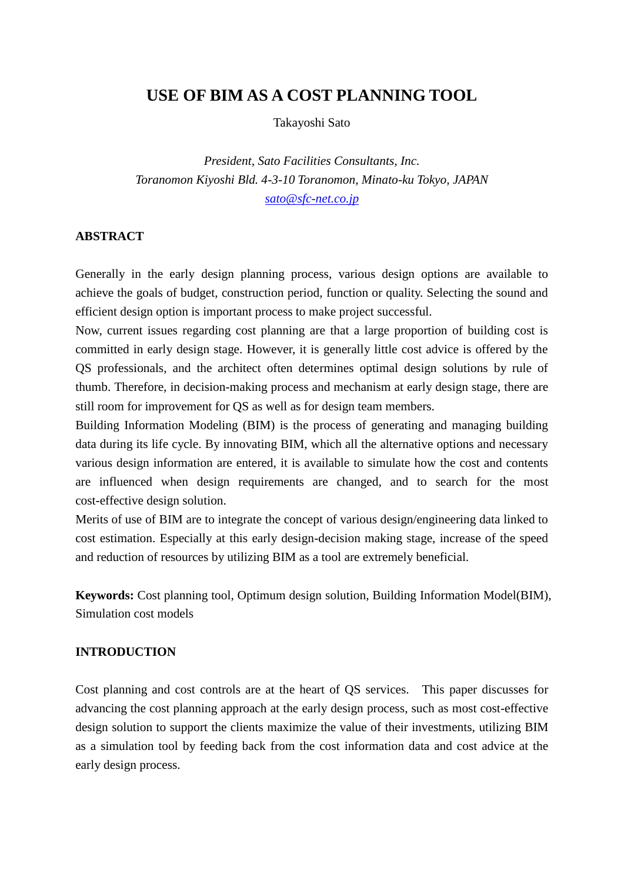# USE OF BIM AS A COST PLANNING TOOL

Takayoshi Sato

*President, Sato Facilities Consultants, Inc.*
*Toranomon Kiyoshi Bld. 4-3-10 Toranomon, Minato-ku Tokyo, JAPAN*
*sato@sfc-net.co.jp*

## ABSTRACT

Generally in the early design planning process, various design options are available to achieve the goals of budget, construction period, function or quality. Selecting the sound and efficient design option is important process to make project successful.

Now, current issues regarding cost planning are that a large proportion of building cost is committed in early design stage. However, it is generally little cost advice is offered by the QS professionals, and the architect often determines optimal design solutions by rule of thumb. Therefore, in decision-making process and mechanism at early design stage, there are still room for improvement for QS as well as for design team members.

Building Information Modeling (BIM) is the process of generating and managing building data during its life cycle. By innovating BIM, which all the alternative options and necessary various design information are entered, it is available to simulate how the cost and contents are influenced when design requirements are changed, and to search for the most cost-effective design solution.

Merits of use of BIM are to integrate the concept of various design/engineering data linked to cost estimation. Especially at this early design-decision making stage, increase of the speed and reduction of resources by utilizing BIM as a tool are extremely beneficial.

**Keywords:** Cost planning tool, Optimum design solution, Building Information Model(BIM), Simulation cost models

## INTRODUCTION

Cost planning and cost controls are at the heart of QS services. This paper discusses for advancing the cost planning approach at the early design process, such as most cost-effective design solution to support the clients maximize the value of their investments, utilizing BIM as a simulation tool by feeding back from the cost information data and cost advice at the early design process.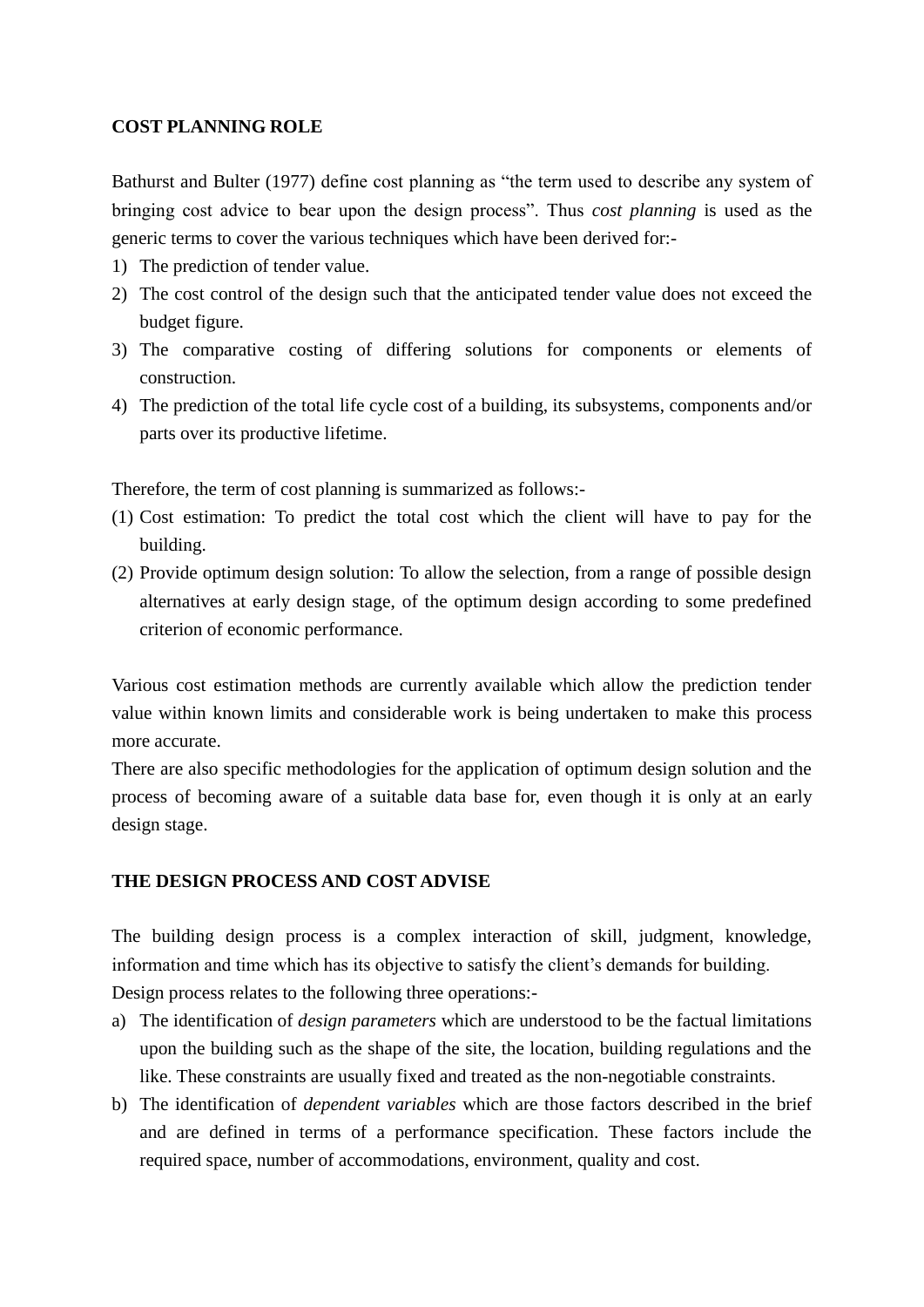**COST PLANNING ROLE**

Bathurst and Bulter (1977) define cost planning as "the term used to describe any system of bringing cost advice to bear upon the design process". Thus *cost planning* is used as the generic terms to cover the various techniques which have been derived for:-

1) The prediction of tender value.
2) The cost control of the design such that the anticipated tender value does not exceed the budget figure.
3) The comparative costing of differing solutions for components or elements of construction.
4) The prediction of the total life cycle cost of a building, its subsystems, components and/or parts over its productive lifetime.

Therefore, the term of cost planning is summarized as follows:-

(1) Cost estimation: To predict the total cost which the client will have to pay for the building.
(2) Provide optimum design solution: To allow the selection, from a range of possible design alternatives at early design stage, of the optimum design according to some predefined criterion of economic performance.

Various cost estimation methods are currently available which allow the prediction tender value within known limits and considerable work is being undertaken to make this process more accurate.

There are also specific methodologies for the application of optimum design solution and the process of becoming aware of a suitable data base for, even though it is only at an early design stage.

**THE DESIGN PROCESS AND COST ADVISE**

The building design process is a complex interaction of skill, judgment, knowledge, information and time which has its objective to satisfy the client's demands for building.

Design process relates to the following three operations:-

a) The identification of *design parameters* which are understood to be the factual limitations upon the building such as the shape of the site, the location, building regulations and the like. These constraints are usually fixed and treated as the non-negotiable constraints.
b) The identification of *dependent variables* which are those factors described in the brief and are defined in terms of a performance specification. These factors include the required space, number of accommodations, environment, quality and cost.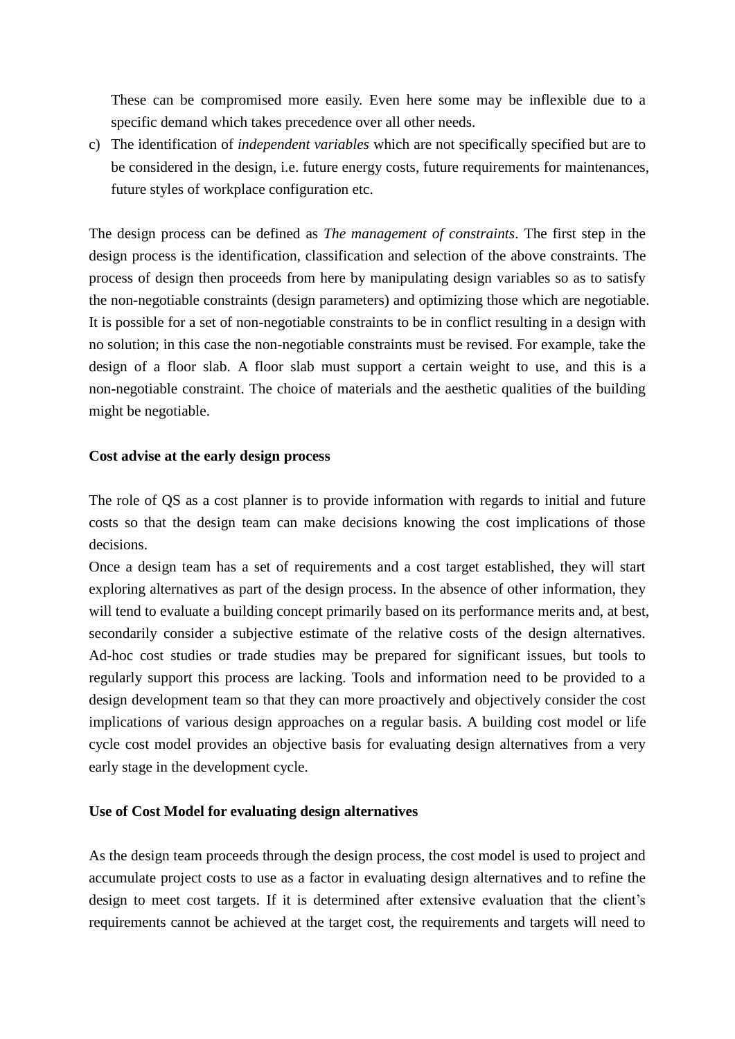These can be compromised more easily. Even here some may be inflexible due to a specific demand which takes precedence over all other needs.

c) The identification of *independent variables* which are not specifically specified but are to be considered in the design, i.e. future energy costs, future requirements for maintenances, future styles of workplace configuration etc.

The design process can be defined as *The management of constraints*. The first step in the design process is the identification, classification and selection of the above constraints. The process of design then proceeds from here by manipulating design variables so as to satisfy the non-negotiable constraints (design parameters) and optimizing those which are negotiable. It is possible for a set of non-negotiable constraints to be in conflict resulting in a design with no solution; in this case the non-negotiable constraints must be revised. For example, take the design of a floor slab. A floor slab must support a certain weight to use, and this is a non-negotiable constraint. The choice of materials and the aesthetic qualities of the building might be negotiable.

**Cost advise at the early design process**

The role of QS as a cost planner is to provide information with regards to initial and future costs so that the design team can make decisions knowing the cost implications of those decisions.

Once a design team has a set of requirements and a cost target established, they will start exploring alternatives as part of the design process. In the absence of other information, they will tend to evaluate a building concept primarily based on its performance merits and, at best, secondarily consider a subjective estimate of the relative costs of the design alternatives. Ad-hoc cost studies or trade studies may be prepared for significant issues, but tools to regularly support this process are lacking. Tools and information need to be provided to a design development team so that they can more proactively and objectively consider the cost implications of various design approaches on a regular basis. A building cost model or life cycle cost model provides an objective basis for evaluating design alternatives from a very early stage in the development cycle.

**Use of Cost Model for evaluating design alternatives**

As the design team proceeds through the design process, the cost model is used to project and accumulate project costs to use as a factor in evaluating design alternatives and to refine the design to meet cost targets. If it is determined after extensive evaluation that the client's requirements cannot be achieved at the target cost, the requirements and targets will need to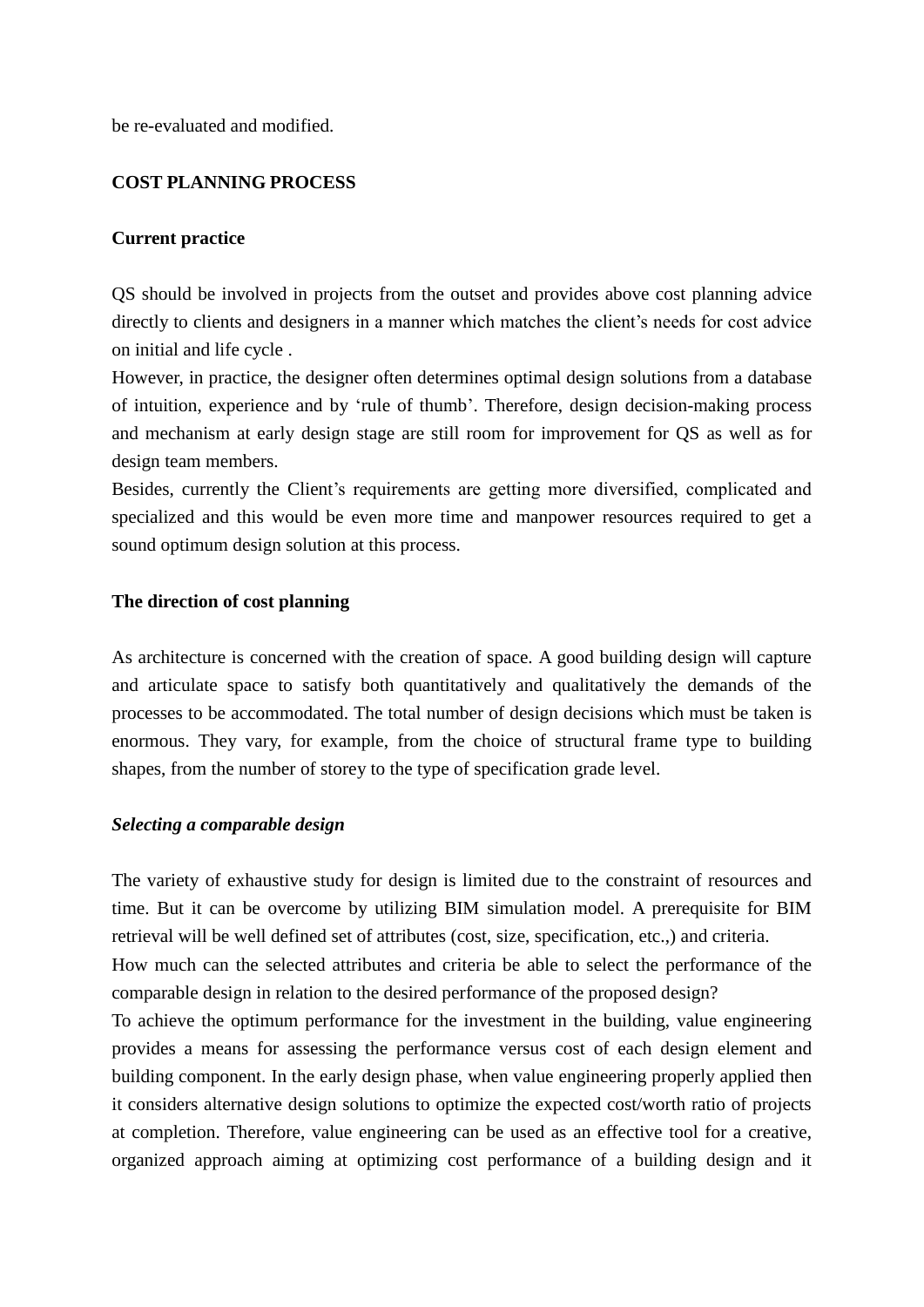be re-evaluated and modified.

## COST PLANNING PROCESS

### Current practice

QS should be involved in projects from the outset and provides above cost planning advice directly to clients and designers in a manner which matches the client's needs for cost advice on initial and life cycle .

However, in practice, the designer often determines optimal design solutions from a database of intuition, experience and by 'rule of thumb'. Therefore, design decision-making process and mechanism at early design stage are still room for improvement for QS as well as for design team members.

Besides, currently the Client's requirements are getting more diversified, complicated and specialized and this would be even more time and manpower resources required to get a sound optimum design solution at this process.

### The direction of cost planning

As architecture is concerned with the creation of space. A good building design will capture and articulate space to satisfy both quantitatively and qualitatively the demands of the processes to be accommodated. The total number of design decisions which must be taken is enormous. They vary, for example, from the choice of structural frame type to building shapes, from the number of storey to the type of specification grade level.

#### *Selecting a comparable design*

The variety of exhaustive study for design is limited due to the constraint of resources and time. But it can be overcome by utilizing BIM simulation model. A prerequisite for BIM retrieval will be well defined set of attributes (cost, size, specification, etc.,) and criteria.

How much can the selected attributes and criteria be able to select the performance of the comparable design in relation to the desired performance of the proposed design?

To achieve the optimum performance for the investment in the building, value engineering provides a means for assessing the performance versus cost of each design element and building component. In the early design phase, when value engineering properly applied then it considers alternative design solutions to optimize the expected cost/worth ratio of projects at completion. Therefore, value engineering can be used as an effective tool for a creative, organized approach aiming at optimizing cost performance of a building design and it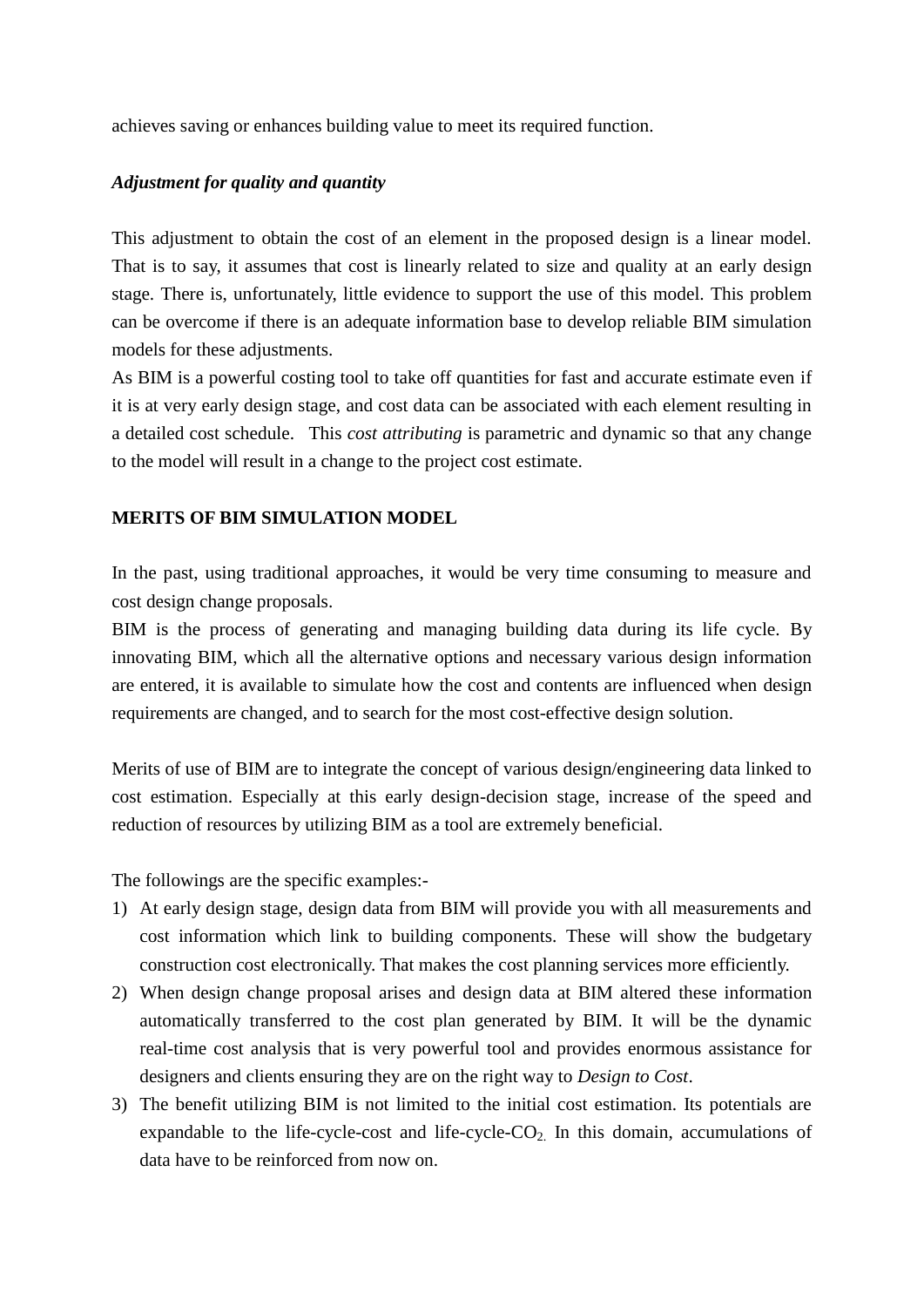achieves saving or enhances building value to meet its required function.

***Adjustment for quality and quantity***

This adjustment to obtain the cost of an element in the proposed design is a linear model. That is to say, it assumes that cost is linearly related to size and quality at an early design stage. There is, unfortunately, little evidence to support the use of this model. This problem can be overcome if there is an adequate information base to develop reliable BIM simulation models for these adjustments.
As BIM is a powerful costing tool to take off quantities for fast and accurate estimate even if it is at very early design stage, and cost data can be associated with each element resulting in a detailed cost schedule. This *cost attributing* is parametric and dynamic so that any change to the model will result in a change to the project cost estimate.

**MERITS OF BIM SIMULATION MODEL**

In the past, using traditional approaches, it would be very time consuming to measure and cost design change proposals.
BIM is the process of generating and managing building data during its life cycle. By innovating BIM, which all the alternative options and necessary various design information are entered, it is available to simulate how the cost and contents are influenced when design requirements are changed, and to search for the most cost-effective design solution.

Merits of use of BIM are to integrate the concept of various design/engineering data linked to cost estimation. Especially at this early design-decision stage, increase of the speed and reduction of resources by utilizing BIM as a tool are extremely beneficial.

The followings are the specific examples:-

1) At early design stage, design data from BIM will provide you with all measurements and cost information which link to building components. These will show the budgetary construction cost electronically. That makes the cost planning services more efficiently.
2) When design change proposal arises and design data at BIM altered these information automatically transferred to the cost plan generated by BIM. It will be the dynamic real-time cost analysis that is very powerful tool and provides enormous assistance for designers and clients ensuring they are on the right way to *Design to Cost*.
3) The benefit utilizing BIM is not limited to the initial cost estimation. Its potentials are expandable to the life-cycle-cost and life-cycle-$CO_2$. In this domain, accumulations of data have to be reinforced from now on.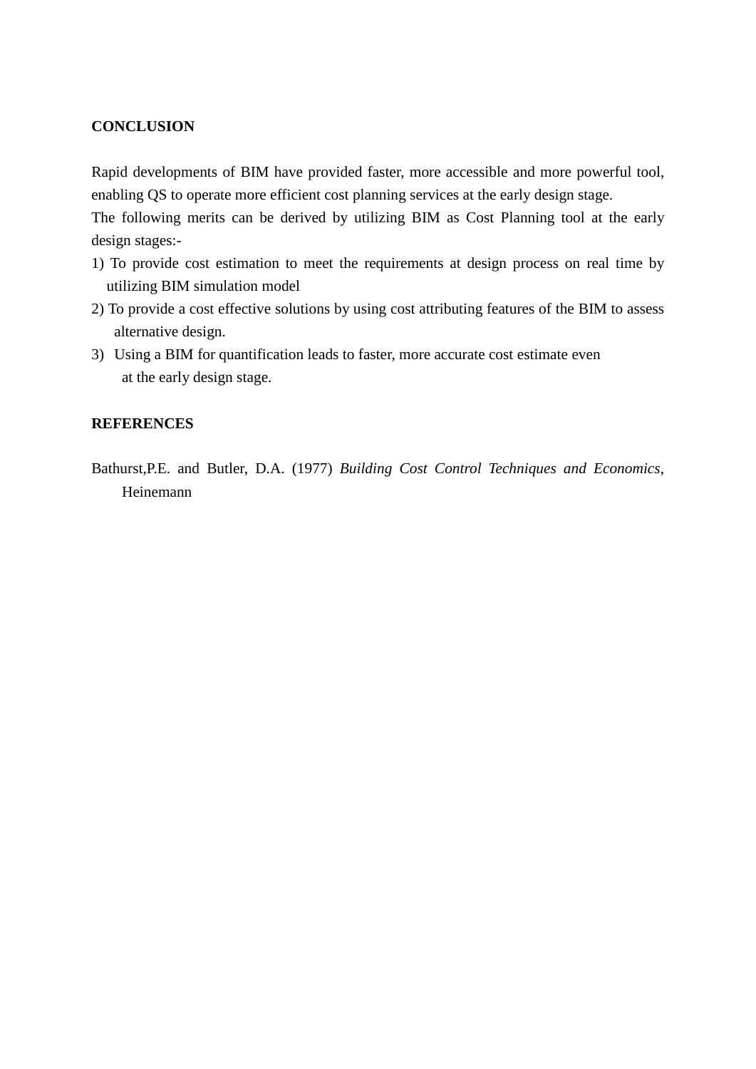## CONCLUSION

Rapid developments of BIM have provided faster, more accessible and more powerful tool, enabling QS to operate more efficient cost planning services at the early design stage.

The following merits can be derived by utilizing BIM as Cost Planning tool at the early design stages:-

1) To provide cost estimation to meet the requirements at design process on real time by utilizing BIM simulation model
2) To provide a cost effective solutions by using cost attributing features of the BIM to assess alternative design.
3) Using a BIM for quantification leads to faster, more accurate cost estimate even at the early design stage.

## REFERENCES

Bathurst,P.E. and Butler, D.A. (1977) *Building Cost Control Techniques and Economics*, Heinemann